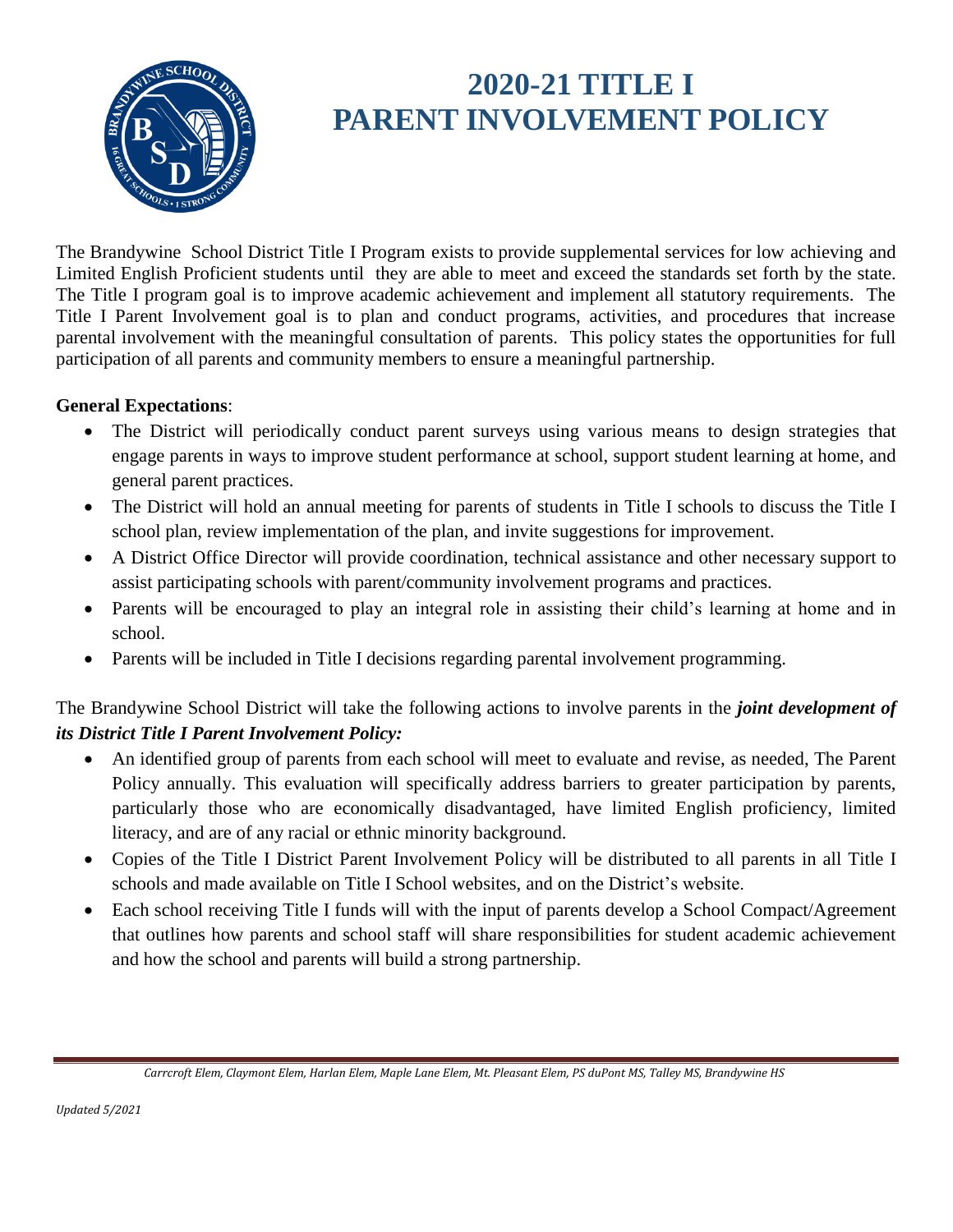# 2020-21 TITLE I PARENT INVOLVEMENT POLICY

The Brandywine School District Title I Program exists to provide supplemental services for low achieving and Limited English Proficient students until they are able to meet and exceed the standards set forth by the state. The Title I program goal is to improve academic achievement and implement all statutory requirements. The Title I Parent Involvement goal is to plan and conduct programs, activities, and procedures that increase parental involvement with the meaningful consultation of parents. This policy states the opportunities for full participation of all parents and community members to ensure a meaningful partnership.

**General Expectations**:

- The District will periodically conduct parent surveys using various means to design strategies that engage parents in ways to improve student performance at school, support student learning at home, and general parent practices.
- The District will hold an annual meeting for parents of students in Title I schools to discuss the Title I school plan, review implementation of the plan, and invite suggestions for improvement.
- A District Office Director will provide coordination, technical assistance and other necessary support to assist participating schools with parent/community involvement programs and practices.
- Parents will be encouraged to play an integral role in assisting their child's learning at home and in school.
- Parents will be included in Title I decisions regarding parental involvement programming.

The Brandywine School District will take the following actions to involve parents in the ***joint development of its District Title I Parent Involvement Policy:***

- An identified group of parents from each school will meet to evaluate and revise, as needed, The Parent Policy annually. This evaluation will specifically address barriers to greater participation by parents, particularly those who are economically disadvantaged, have limited English proficiency, limited literacy, and are of any racial or ethnic minority background.
- Copies of the Title I District Parent Involvement Policy will be distributed to all parents in all Title I schools and made available on Title I School websites, and on the District's website.
- Each school receiving Title I funds will with the input of parents develop a School Compact/Agreement that outlines how parents and school staff will share responsibilities for student academic achievement and how the school and parents will build a strong partnership.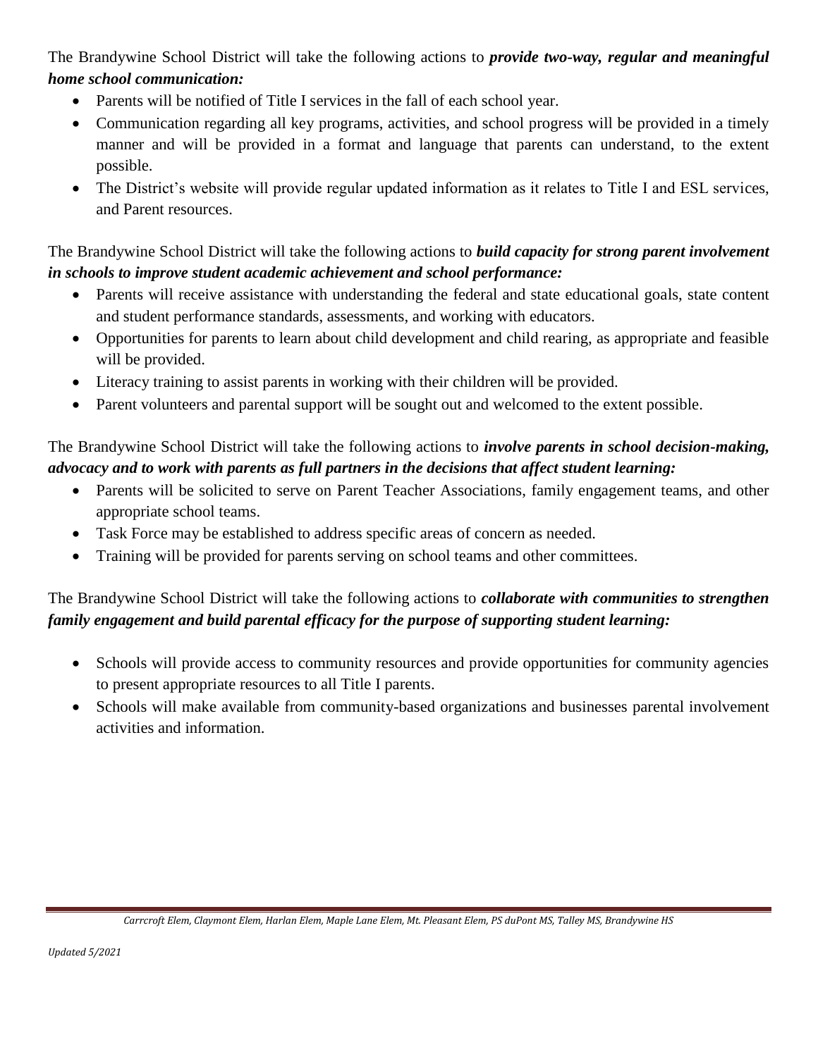The Brandywine School District will take the following actions to ***provide two-way, regular and meaningful home school communication:***

- Parents will be notified of Title I services in the fall of each school year.
- Communication regarding all key programs, activities, and school progress will be provided in a timely manner and will be provided in a format and language that parents can understand, to the extent possible.
- The District's website will provide regular updated information as it relates to Title I and ESL services, and Parent resources.

The Brandywine School District will take the following actions to ***build capacity for strong parent involvement in schools to improve student academic achievement and school performance:***

- Parents will receive assistance with understanding the federal and state educational goals, state content and student performance standards, assessments, and working with educators.
- Opportunities for parents to learn about child development and child rearing, as appropriate and feasible will be provided.
- Literacy training to assist parents in working with their children will be provided.
- Parent volunteers and parental support will be sought out and welcomed to the extent possible.

The Brandywine School District will take the following actions to ***involve parents in school decision-making, advocacy and to work with parents as full partners in the decisions that affect student learning:***

- Parents will be solicited to serve on Parent Teacher Associations, family engagement teams, and other appropriate school teams.
- Task Force may be established to address specific areas of concern as needed.
- Training will be provided for parents serving on school teams and other committees.

The Brandywine School District will take the following actions to ***collaborate with communities to strengthen family engagement and build parental efficacy for the purpose of supporting student learning:***

- Schools will provide access to community resources and provide opportunities for community agencies to present appropriate resources to all Title I parents.
- Schools will make available from community-based organizations and businesses parental involvement activities and information.

*Carrcroft Elem, Claymont Elem, Harlan Elem, Maple Lane Elem, Mt. Pleasant Elem, PS duPont MS, Talley MS, Brandywine HS*

*Updated 5/2021*